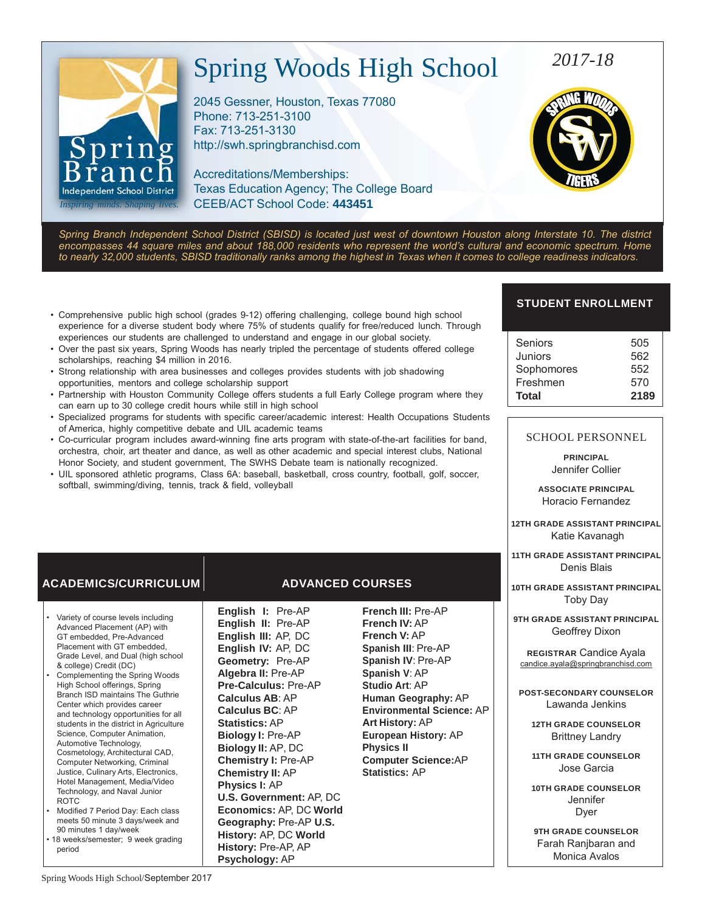# Spring Woods High School

*2017-18*

2045 Gessner, Houston, Texas 77080
Phone: 713-251-3100
Fax: 713-251-3130
http://swh.springbranchisd.com

Accreditations/Memberships:
Texas Education Agency; The College Board
CEEB/ACT School Code: **443451**

Spring Branch Independent School District
*Inspiring minds. Shaping lives.*

*Spring Branch Independent School District (SBISD) is located just west of downtown Houston along Interstate 10. The district encompasses 44 square miles and about 188,000 residents who represent the world's cultural and economic spectrum. Home to nearly 32,000 students, SBISD traditionally ranks among the highest in Texas when it comes to college readiness indicators.*

- Comprehensive public high school (grades 9-12) offering challenging, college bound high school experience for a diverse student body where 75% of students qualify for free/reduced lunch. Through experiences our students are challenged to understand and engage in our global society.
- Over the past six years, Spring Woods has nearly tripled the percentage of students offered college scholarships, reaching $4 million in 2016.
- Strong relationship with area businesses and colleges provides students with job shadowing opportunities, mentors and college scholarship support
- Partnership with Houston Community College offers students a full Early College program where they can earn up to 30 college credit hours while still in high school
- Specialized programs for students with specific career/academic interest: Health Occupations Students of America, highly competitive debate and UIL academic teams
- Co-curricular program includes award-winning fine arts program with state-of-the-art facilities for band, orchestra, choir, art theater and dance, as well as other academic and special interest clubs, National Honor Society, and student government, The SWHS Debate team is nationally recognized.
- UIL sponsored athletic programs, Class 6A: baseball, basketball, cross country, football, golf, soccer, softball, swimming/diving, tennis, track & field, volleyball

## STUDENT ENROLLMENT

| | |
|---|---|
| Seniors | 505 |
| Juniors | 562 |
| Sophomores | 552 |
| Freshmen | 570 |
| **Total** | **2189** |

## SCHOOL PERSONNEL

**PRINCIPAL**
Jennifer Collier

**ASSOCIATE PRINCIPAL**
Horacio Fernandez

**12TH GRADE ASSISTANT PRINCIPAL**
Katie Kavanagh

**11TH GRADE ASSISTANT PRINCIPAL**
Denis Blais

**10TH GRADE ASSISTANT PRINCIPAL**
Toby Day

**9TH GRADE ASSISTANT PRINCIPAL**
Geoffrey Dixon

**REGISTRAR** Candice Ayala
candice.ayala@springbranchisd.com

**POST-SECONDARY COUNSELOR**
Lawanda Jenkins

**12TH GRADE COUNSELOR**
Brittney Landry

**11TH GRADE COUNSELOR**
Jose Garcia

**10TH GRADE COUNSELOR**
Jennifer Dyer

**9TH GRADE COUNSELOR**
Farah Ranjbaran and Monica Avalos

## ACADEMICS/CURRICULUM

- Variety of course levels including Advanced Placement (AP) with GT embedded, Pre-Advanced Placement with GT embedded, Grade Level, and Dual (high school & college) Credit (DC)
- Complementing the Spring Woods High School offerings, Spring Branch ISD maintains The Guthrie Center which provides career and technology opportunities for all students in the district in Agriculture Science, Computer Animation, Automotive Technology, Cosmetology, Architectural CAD, Computer Networking, Criminal Justice, Culinary Arts, Electronics, Hotel Management, Media/Video Technology, and Naval Junior ROTC
- Modified 7 Period Day: Each class meets 50 minute 3 days/week and 90 minutes 1 day/week
- 18 weeks/semester; 9 week grading period

## ADVANCED COURSES

**English I:** Pre-AP
**English II:** Pre-AP
**English III:** AP, DC
**English IV:** AP, DC
**Geometry:** Pre-AP
**Algebra II:** Pre-AP
**Pre-Calculus:** Pre-AP
**Calculus AB**: AP
**Calculus BC**: AP
**Statistics:** AP
**Biology I:** Pre-AP
**Biology II:** AP, DC
**Chemistry I:** Pre-AP
**Chemistry II:** AP
**Physics I:** AP
**U.S. Government:** AP, DC
**Economics:** AP, DC
**World Geography:** Pre-AP
**U.S. History:** AP, DC
**World History:** Pre-AP, AP
**Psychology:** AP
**French III:** Pre-AP
**French IV:** AP
**French V:** AP
**Spanish III**: Pre-AP
**Spanish IV**: Pre-AP
**Spanish V**: AP
**Studio Art**: AP
**Human Geography:** AP
**Environmental Science:** AP
**Art History:** AP
**European History:** AP
**Physics II**
**Computer Science:**AP
**Statistics:** AP

Spring Woods High School/September 2017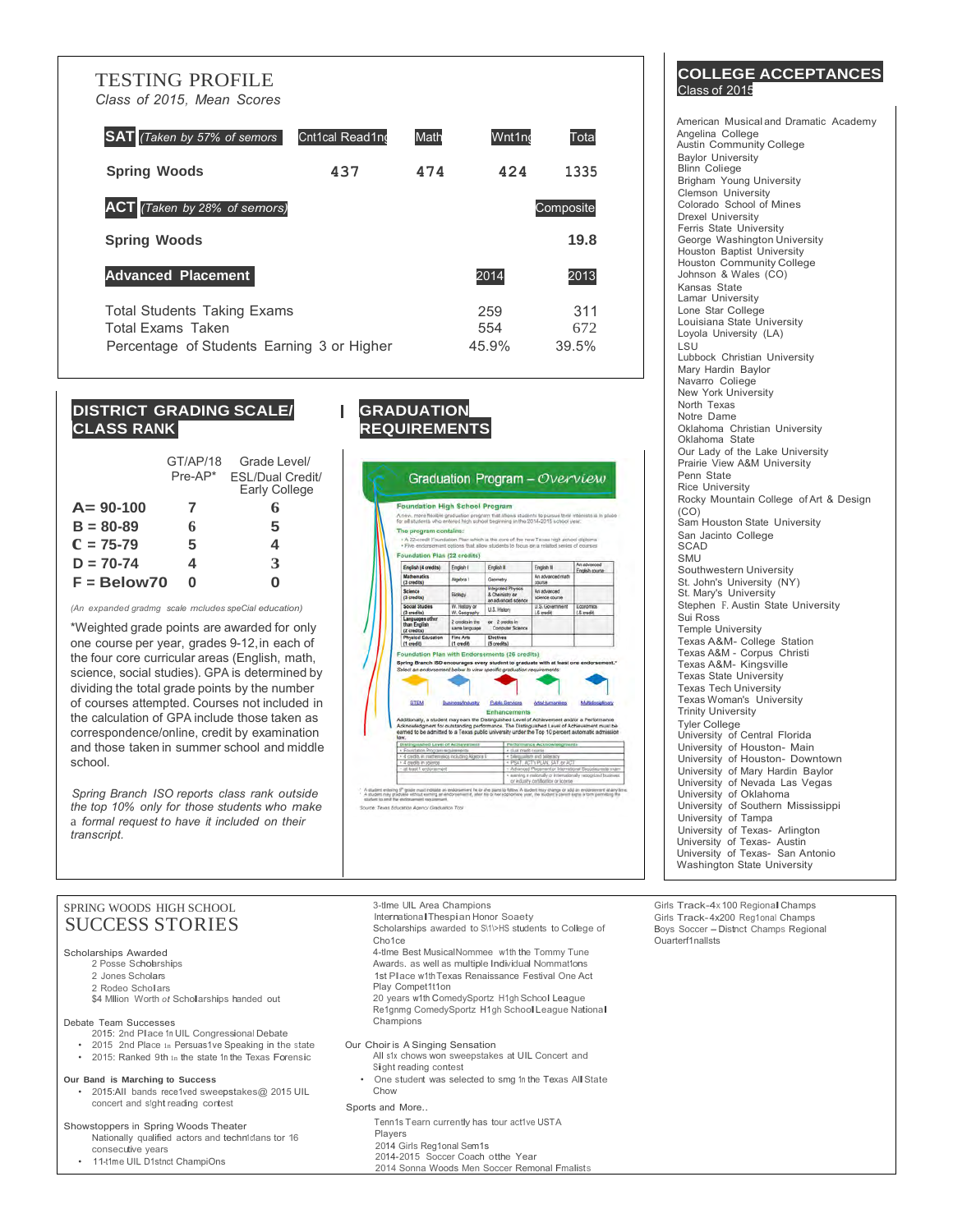# TESTING PROFILE

*Class of 2015, Mean Scores*

| **SAT** *(Taken by 57% of semors)* | Cnt1cal Read1ng | Math | Wnt1ng | Tota |
|---|---|---|---|---|
| **Spring Woods** | 437 | 474 | 424 | 1335 |

| **ACT** *(Taken by 28% of semors)* | Composite |
|---|---|
| **Spring Woods** | **19.8** |

| **Advanced Placement** | 2014 | 2013 |
|---|---|---|
| Total Students Taking Exams | 259 | 311 |
| Total Exams Taken | 554 | 672 |
| Percentage of Students Earning 3 or Higher | 45.9% | 39.5% |

## DISTRICT GRADING SCALE/ CLASS RANK

| | GT/AP/18 Pre-AP* | Grade Level/ ESL/Dual Credit/ Early College |
|---|---|---|
| **A= 90-100** | 7 | 6 |
| **B = 80-89** | 6 | 5 |
| **C = 75-79** | 5 | 4 |
| **D = 70-74** | 4 | 3 |
| **F = Below70** | 0 | 0 |

*(An expanded gradmg scale mcludes speCial education)*

*Weighted grade points are awarded for only one course per year, grades 9-12, in each of the four core curricular areas (English, math, science, social studies). GPA is determined by dividing the total grade points by the number of courses attempted. Courses not included in the calculation of GPA include those taken as correspondence/online, credit by examination and those taken in summer school and middle school.

*Spring Branch ISO reports class rank outside the top 10% only for those students who make a formal request to have it included on their transcript.*

## GRADUATION REQUIREMENTS

Graduation Program – *Overview*

**Foundation High School Program**

A new, more flexible graduation program that allows students to pursue their interests is in place for all students who entered high school beginning in the 2014-2015 school year.

**The program contains:**

- A 22-credit Foundation Plan which is the core of the new Texas high school diploma
- Five endorsement options that allow students to focus on a related series of courses

**Foundation Plan (22 credits)**

| | | | | |
|---|---|---|---|---|
| English (4 credits) | English I | English II | English III | An advanced English course |
| Mathematics (3 credits) | Algebra I | Geometry | An advanced math course | |
| Science (3 credits) | Biology | Integrated Physics & Chemistry or an advanced science | An advanced science course | |
| Social Studies (3 credits) | W. History or W. Geography | U.S. History | U.S. Government (.5 credit) | Economics (.5 credit) |
| Languages other than English (2 credits) | 2 credits in the same language | or 2 credits in Computer Science | | |
| Physical Education (1 credit) | Fine Arts (1 credit) | Electives (5 credits) | | |

**Foundation Plan with Endorsements (26 credits)**

**Spring Branch ISD encourages every student to graduate with at least one endorsement.***

*Select an endorsement below to view specific graduation requirements:*

STEM | Business/Industry | Public Services | Arts/Humanities | Multidisciplinary

**Enhancements**

Additionally, a student may earn the Distinguished Level of Achievement and/or a Performance Acknowledgment for outstanding performance. The Distinguished Level of Achievement must be earned to be admitted to a Texas public university under the Top 10 percent automatic admission law.

| Distinguished Level of Achievement | Performance Acknowledgments |
|---|---|
| • Foundation Program requirements | • dual credit course |
| • 4 credits in mathematics including Algebra II | • bilingualism and biliteracy |
| • 4 credits in science | • PSAT, ACT's PLAN, SAT or ACT |
| • at least 1 endorsement | • Advanced Placement or International Baccalaureate exam |
| | • earning a nationally or internationally recognized business or industry certification or license |

* A student entering 9th grade must indicate an endorsement he or she plans to follow. A student may change or add an endorsement at any time. A student may graduate without earning an endorsement if, after his or her sophomore year, the student's parent signs a form permitting the student to omit the endorsement requirement.

Source: Texas Education Agency Graduation Tool

## COLLEGE ACCEPTANCES

Class of 2015

American Musical and Dramatic Academy
Angelina College
Austin Community College
Baylor University
Blinn College
Brigham Young University
Clemson University
Colorado School of Mines
Drexel University
Ferris State University
George Washington University
Houston Baptist University
Houston Community College
Johnson & Wales (CO)
Kansas State
Lamar University
Lone Star College
Louisiana State University
Loyola University (LA)
LSU
Lubbock Christian University
Mary Hardin Baylor
Navarro College
New York University
North Texas
Notre Dame
Oklahoma Christian University
Oklahoma State
Our Lady of the Lake University
Prairie View A&M University
Penn State
Rice University
Rocky Mountain College of Art & Design (CO)
Sam Houston State University
San Jacinto College
SCAD
SMU
Southwestern University
St. John's University (NY)
St. Mary's University
Stephen F. Austin State University
Sui Ross
Temple University
Texas A&M- College Station
Texas A&M - Corpus Christi
Texas A&M- Kingsville
Texas State University
Texas Tech University
Texas Woman's University
Trinity University
Tyler College
University of Central Florida
University of Houston- Main
University of Houston- Downtown
University of Mary Hardin Baylor
University of Nevada Las Vegas
University of Oklahoma
University of Southern Mississippi
University of Tampa
University of Texas- Arlington
University of Texas- Austin
University of Texas- San Antonio
Washington State University

# SPRING WOODS HIGH SCHOOL SUCCESS STORIES

Scholarships Awarded

- 2 Posse Scholarships
- 2 Jones Scholars
- 2 Rodeo Scholars
- $4 Million Worth of Scholarships handed out

Debate Team Successes

- 2015: 2nd Place 1n UIL Congressional Debate
- 2015 2nd Place 1n Persuas1ve Speaking in the state
- 2015: Ranked 9th 1n the state 1n the Texas Forensic

**Our Band is Marching to Success**

- 2015:All bands rece1ved sweepstakes@ 2015 UIL concert and s1ght reading contest

Showstoppers in Spring Woods Theater

- Nationally qualified actors and techn1clans tor 16 consecutive years
- 11-t1me UIL D1stnct ChampiOns
- 3-tlme UIL Area Champions
- InternationaI Thespian Honor Soaety
- Scholarships awarded to S\1\>HS students to College of Cho1ce
- 4-tlme Best MusicaI Nommee w1th the Tommy Tune Awards. as well as multiple Individual Nommat1ons
- 1st Place w1th Texas Renaissance Festival One Act Play Compet1t1on
- 20 years w1th ComedySportz H1gh School League
- Re1gnmg ComedySportz H1gh School League National Champions

Our Choir is A Singing Sensation

- All s1x chows won sweepstakes at UIL Concert and S1ght reading contest
- One student was selected to smg 1n the Texas All State Chow

Sports and More..

- Tenn1s Tearn currently has tour act1ve USTA Players
- 2014 Girls Reg1onal Sem1s
- 2014-2015 Soccer Coach otthe Year
- 2014 Sonna Woods Men Soccer Remonal Fmalists
- Girls Track-4x100 Regional Champs
- Girls Track-4x200 Reg1onal Champs
- Boys Soccer – Distnct Champs Regional Ouarterf1nalists